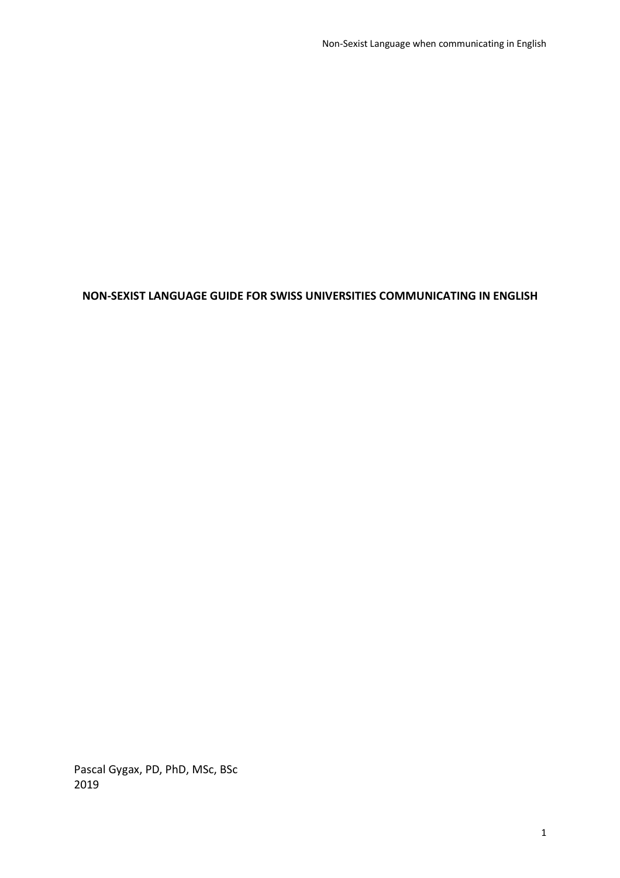# NON-SEXIST LANGUAGE GUIDE FOR SWISS UNIVERSITIES COMMUNICATING IN ENGLISH

Pascal Gygax, PD, PhD, MSc, BSc
2019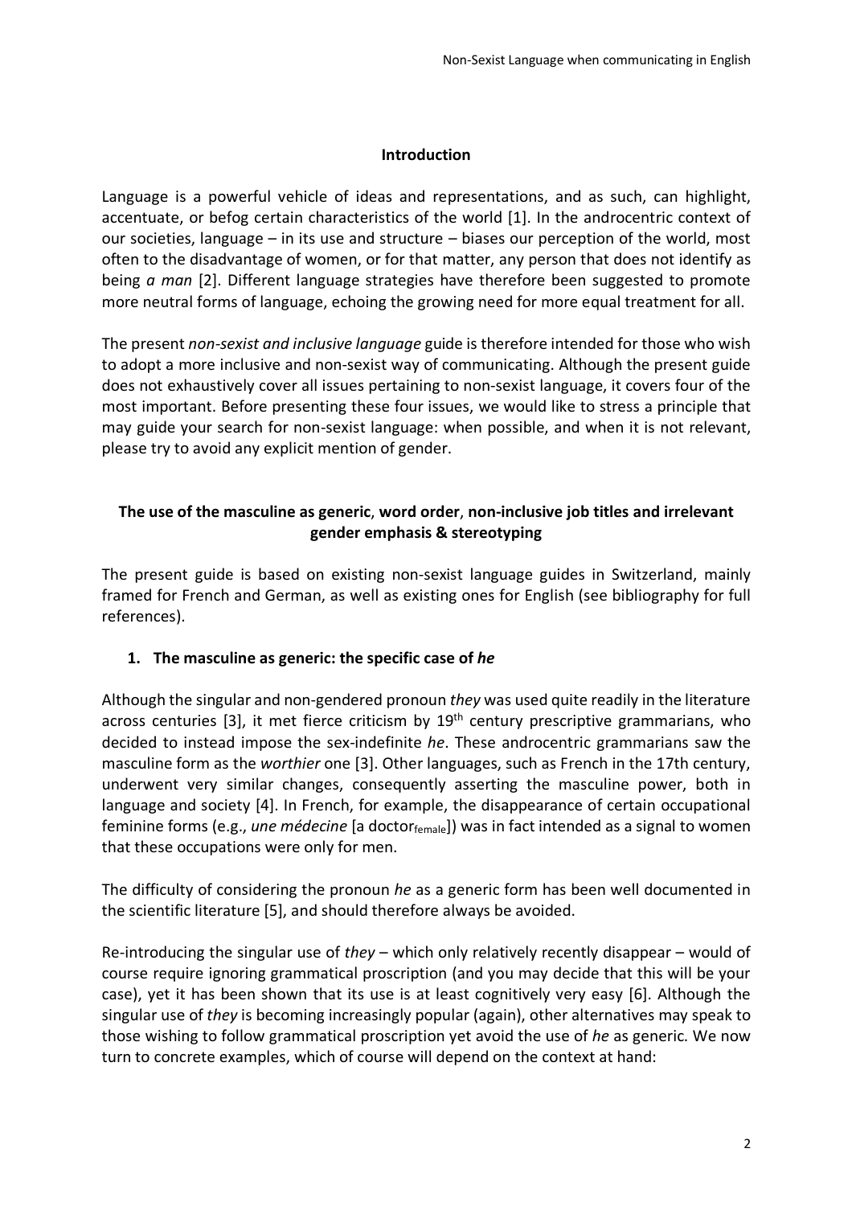## Introduction

Language is a powerful vehicle of ideas and representations, and as such, can highlight, accentuate, or befog certain characteristics of the world [1]. In the androcentric context of our societies, language – in its use and structure – biases our perception of the world, most often to the disadvantage of women, or for that matter, any person that does not identify as being *a man* [2]. Different language strategies have therefore been suggested to promote more neutral forms of language, echoing the growing need for more equal treatment for all.

The present *non-sexist and inclusive language* guide is therefore intended for those who wish to adopt a more inclusive and non-sexist way of communicating. Although the present guide does not exhaustively cover all issues pertaining to non-sexist language, it covers four of the most important. Before presenting these four issues, we would like to stress a principle that may guide your search for non-sexist language: when possible, and when it is not relevant, please try to avoid any explicit mention of gender.

## The use of the masculine as generic, word order, non-inclusive job titles and irrelevant gender emphasis & stereotyping

The present guide is based on existing non-sexist language guides in Switzerland, mainly framed for French and German, as well as existing ones for English (see bibliography for full references).

### 1. The masculine as generic: the specific case of *he*

Although the singular and non-gendered pronoun *they* was used quite readily in the literature across centuries [3], it met fierce criticism by 19th century prescriptive grammarians, who decided to instead impose the sex-indefinite *he*. These androcentric grammarians saw the masculine form as the *worthier* one [3]. Other languages, such as French in the 17th century, underwent very similar changes, consequently asserting the masculine power, both in language and society [4]. In French, for example, the disappearance of certain occupational feminine forms (e.g., *une médecine* [a doctor$_{female}$]) was in fact intended as a signal to women that these occupations were only for men.

The difficulty of considering the pronoun *he* as a generic form has been well documented in the scientific literature [5], and should therefore always be avoided.

Re-introducing the singular use of *they* – which only relatively recently disappear – would of course require ignoring grammatical proscription (and you may decide that this will be your case), yet it has been shown that its use is at least cognitively very easy [6]. Although the singular use of *they* is becoming increasingly popular (again), other alternatives may speak to those wishing to follow grammatical proscription yet avoid the use of *he* as generic. We now turn to concrete examples, which of course will depend on the context at hand: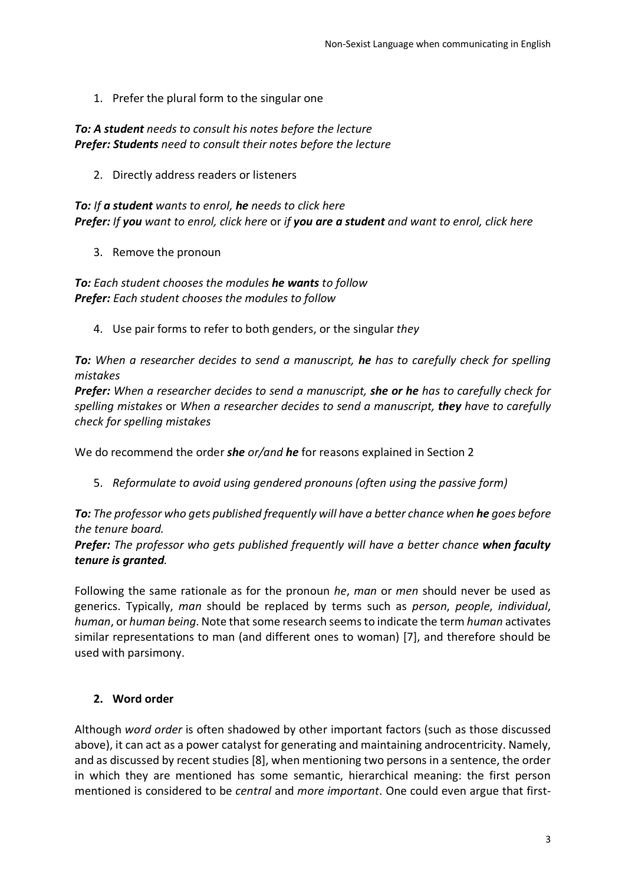1. Prefer the plural form to the singular one

***To:* *A student* needs to consult his notes before the lecture**
***Prefer:* *Students* need to consult their notes before the lecture**

2. Directly address readers or listeners

***To:*** *If **a student** wants to enrol, **he** needs to click here*
***Prefer:*** *If **you** want to enrol, click here* or *if **you are a student** and want to enrol, click here*

3. Remove the pronoun

***To:*** *Each student chooses the modules **he wants** to follow*
***Prefer:*** *Each student chooses the modules to follow*

4. Use pair forms to refer to both genders, or the singular *they*

***To:*** *When a researcher decides to send a manuscript, **he** has to carefully check for spelling mistakes*
***Prefer:*** *When a researcher decides to send a manuscript, **she or he** has to carefully check for spelling mistakes* or *When a researcher decides to send a manuscript, **they** have to carefully check for spelling mistakes*

We do recommend the order ***she** or/and **he*** for reasons explained in Section 2

5. *Reformulate to avoid using gendered pronouns (often using the passive form)*

***To:*** *The professor who gets published frequently will have a better chance when **he** goes before the tenure board.*
***Prefer:*** *The professor who gets published frequently will have a better chance **when faculty tenure is granted**.*

Following the same rationale as for the pronoun *he*, *man* or *men* should never be used as generics. Typically, *man* should be replaced by terms such as *person*, *people*, *individual*, *human*, or *human being*. Note that some research seems to indicate the term *human* activates similar representations to man (and different ones to woman) [7], and therefore should be used with parsimony.

## 2. Word order

Although *word order* is often shadowed by other important factors (such as those discussed above), it can act as a power catalyst for generating and maintaining androcentricity. Namely, and as discussed by recent studies [8], when mentioning two persons in a sentence, the order in which they are mentioned has some semantic, hierarchical meaning: the first person mentioned is considered to be *central* and *more important*. One could even argue that first-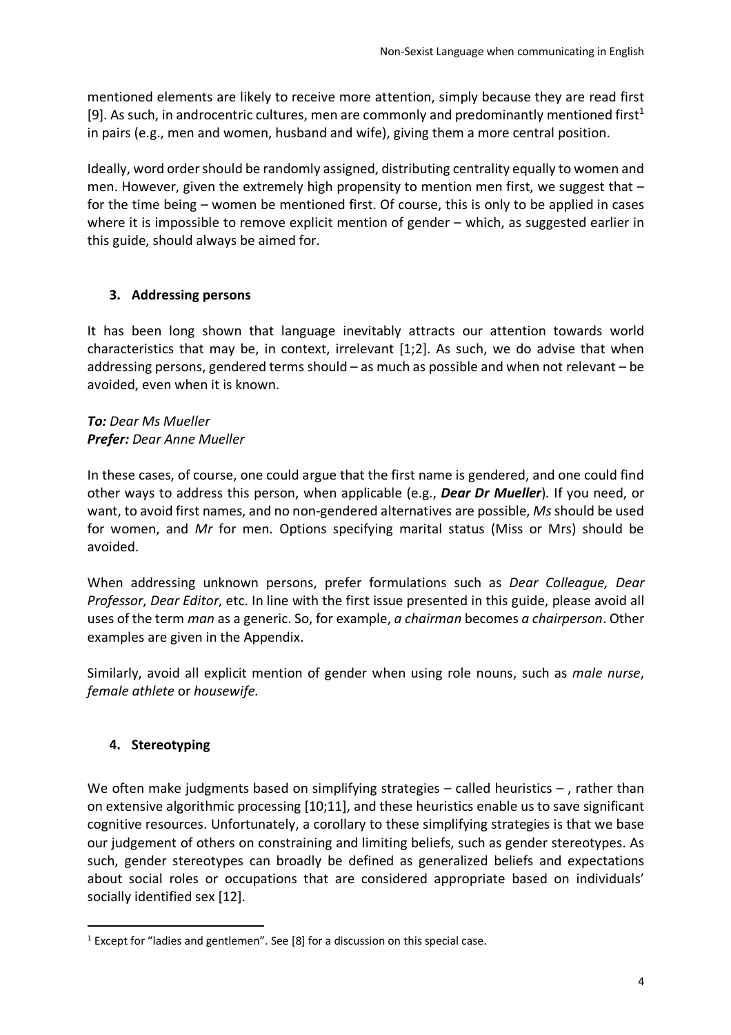mentioned elements are likely to receive more attention, simply because they are read first [9]. As such, in androcentric cultures, men are commonly and predominantly mentioned first[1] in pairs (e.g., men and women, husband and wife), giving them a more central position.

Ideally, word order should be randomly assigned, distributing centrality equally to women and men. However, given the extremely high propensity to mention men first, we suggest that – for the time being – women be mentioned first. Of course, this is only to be applied in cases where it is impossible to remove explicit mention of gender – which, as suggested earlier in this guide, should always be aimed for.

### 3. Addressing persons

It has been long shown that language inevitably attracts our attention towards world characteristics that may be, in context, irrelevant [1;2]. As such, we do advise that when addressing persons, gendered terms should – as much as possible and when not relevant – be avoided, even when it is known.

***To:*** *Dear Ms Mueller*
***Prefer:*** *Dear Anne Mueller*

In these cases, of course, one could argue that the first name is gendered, and one could find other ways to address this person, when applicable (e.g., ***Dear Dr Mueller***). If you need, or want, to avoid first names, and no non-gendered alternatives are possible, *Ms* should be used for women, and *Mr* for men. Options specifying marital status (Miss or Mrs) should be avoided.

When addressing unknown persons, prefer formulations such as *Dear Colleague, Dear Professor*, *Dear Editor*, etc. In line with the first issue presented in this guide, please avoid all uses of the term *man* as a generic. So, for example, *a chairman* becomes *a chairperson*. Other examples are given in the Appendix.

Similarly, avoid all explicit mention of gender when using role nouns, such as *male nurse*, *female athlete* or *housewife.*

### 4. Stereotyping

We often make judgments based on simplifying strategies – called heuristics – , rather than on extensive algorithmic processing [10;11], and these heuristics enable us to save significant cognitive resources. Unfortunately, a corollary to these simplifying strategies is that we base our judgement of others on constraining and limiting beliefs, such as gender stereotypes. As such, gender stereotypes can broadly be defined as generalized beliefs and expectations about social roles or occupations that are considered appropriate based on individuals' socially identified sex [12].

[1] Except for "ladies and gentlemen". See [8] for a discussion on this special case.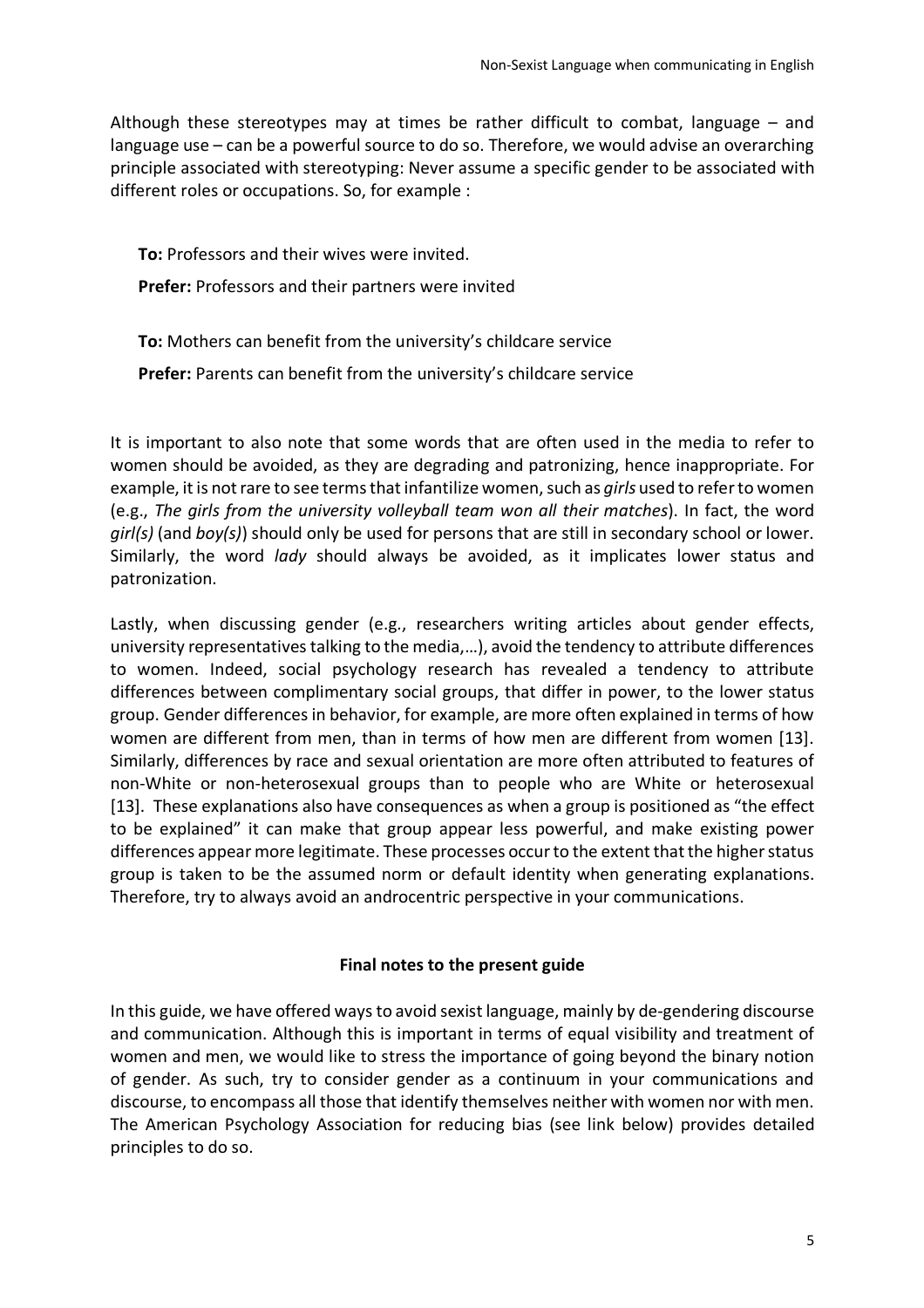Although these stereotypes may at times be rather difficult to combat, language – and language use – can be a powerful source to do so. Therefore, we would advise an overarching principle associated with stereotyping: Never assume a specific gender to be associated with different roles or occupations. So, for example :

**To:** Professors and their wives were invited.

**Prefer:** Professors and their partners were invited

**To:** Mothers can benefit from the university's childcare service

**Prefer:** Parents can benefit from the university's childcare service

It is important to also note that some words that are often used in the media to refer to women should be avoided, as they are degrading and patronizing, hence inappropriate. For example, it is not rare to see terms that infantilize women, such as *girls* used to refer to women (e.g., *The girls from the university volleyball team won all their matches*). In fact, the word *girl(s)* (and *boy(s)*) should only be used for persons that are still in secondary school or lower. Similarly, the word *lady* should always be avoided, as it implicates lower status and patronization.

Lastly, when discussing gender (e.g., researchers writing articles about gender effects, university representatives talking to the media,…), avoid the tendency to attribute differences to women. Indeed, social psychology research has revealed a tendency to attribute differences between complimentary social groups, that differ in power, to the lower status group. Gender differences in behavior, for example, are more often explained in terms of how women are different from men, than in terms of how men are different from women [13]. Similarly, differences by race and sexual orientation are more often attributed to features of non-White or non-heterosexual groups than to people who are White or heterosexual [13]. These explanations also have consequences as when a group is positioned as "the effect to be explained" it can make that group appear less powerful, and make existing power differences appear more legitimate. These processes occur to the extent that the higher status group is taken to be the assumed norm or default identity when generating explanations. Therefore, try to always avoid an androcentric perspective in your communications.

## Final notes to the present guide

In this guide, we have offered ways to avoid sexist language, mainly by de-gendering discourse and communication. Although this is important in terms of equal visibility and treatment of women and men, we would like to stress the importance of going beyond the binary notion of gender. As such, try to consider gender as a continuum in your communications and discourse, to encompass all those that identify themselves neither with women nor with men. The American Psychology Association for reducing bias (see link below) provides detailed principles to do so.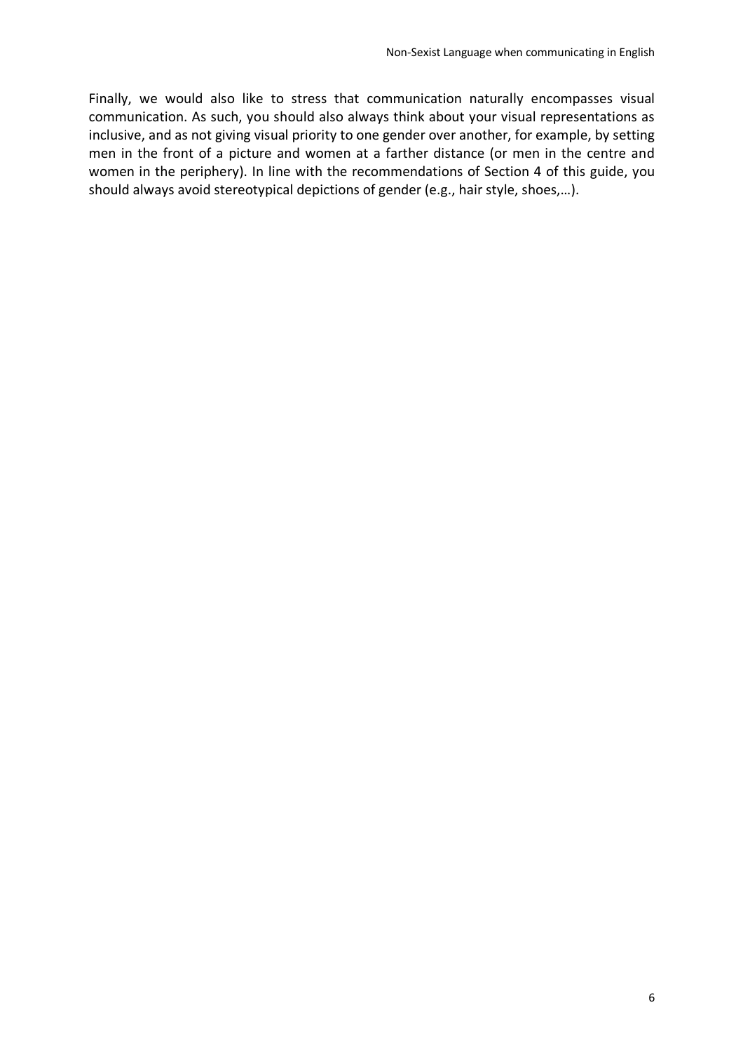Finally, we would also like to stress that communication naturally encompasses visual communication. As such, you should also always think about your visual representations as inclusive, and as not giving visual priority to one gender over another, for example, by setting men in the front of a picture and women at a farther distance (or men in the centre and women in the periphery). In line with the recommendations of Section 4 of this guide, you should always avoid stereotypical depictions of gender (e.g., hair style, shoes,…).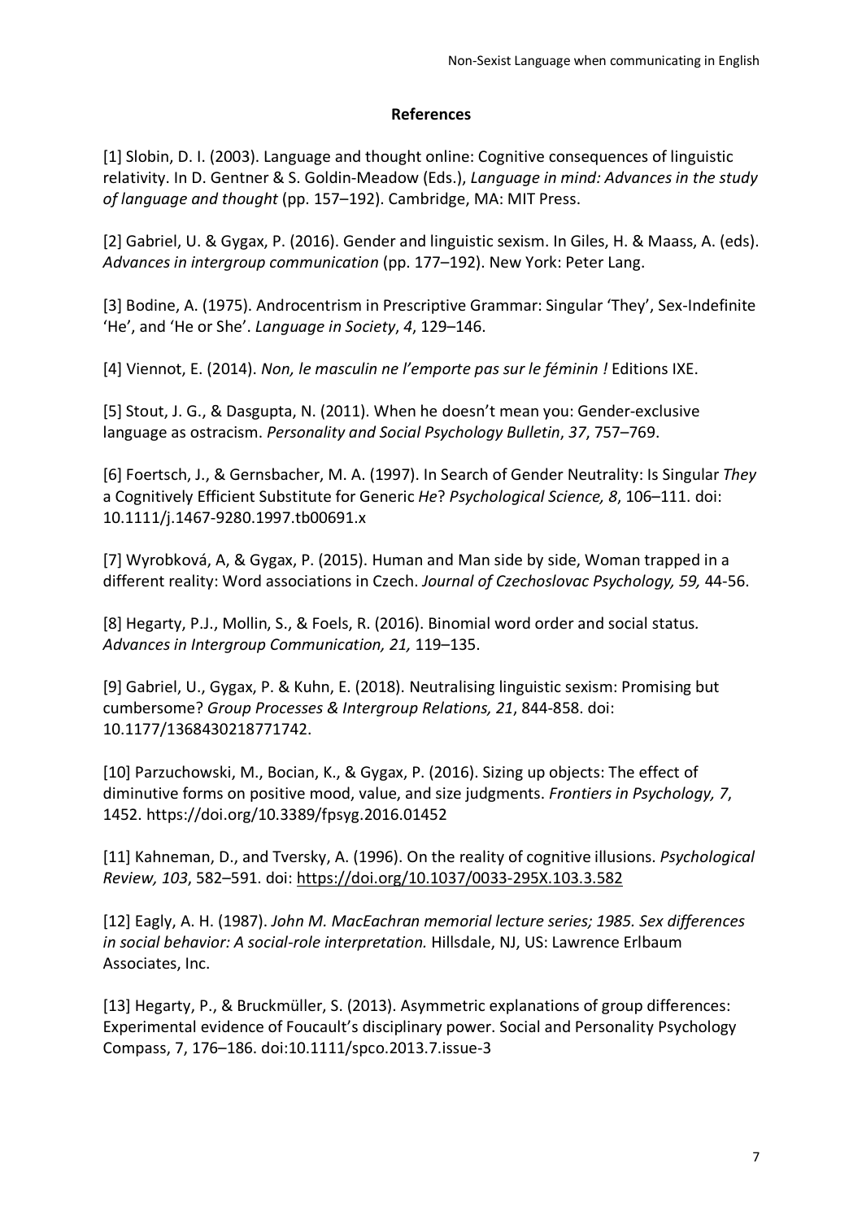## References

[1] Slobin, D. I. (2003). Language and thought online: Cognitive consequences of linguistic relativity. In D. Gentner & S. Goldin-Meadow (Eds.), *Language in mind: Advances in the study of language and thought* (pp. 157–192). Cambridge, MA: MIT Press.

[2] Gabriel, U. & Gygax, P. (2016). Gender and linguistic sexism. In Giles, H. & Maass, A. (eds). *Advances in intergroup communication* (pp. 177–192). New York: Peter Lang.

[3] Bodine, A. (1975). Androcentrism in Prescriptive Grammar: Singular 'They', Sex-Indefinite 'He', and 'He or She'. *Language in Society*, *4*, 129–146.

[4] Viennot, E. (2014). *Non, le masculin ne l'emporte pas sur le féminin !* Editions IXE.

[5] Stout, J. G., & Dasgupta, N. (2011). When he doesn't mean you: Gender-exclusive language as ostracism. *Personality and Social Psychology Bulletin*, *37*, 757–769.

[6] Foertsch, J., & Gernsbacher, M. A. (1997). In Search of Gender Neutrality: Is Singular *They* a Cognitively Efficient Substitute for Generic *He*? *Psychological Science, 8*, 106–111. doi: 10.1111/j.1467-9280.1997.tb00691.x

[7] Wyrobková, A, & Gygax, P. (2015). Human and Man side by side, Woman trapped in a different reality: Word associations in Czech. *Journal of Czechoslovac Psychology, 59,* 44-56.

[8] Hegarty, P.J., Mollin, S., & Foels, R. (2016). Binomial word order and social status. *Advances in Intergroup Communication, 21,* 119–135.

[9] Gabriel, U., Gygax, P. & Kuhn, E. (2018). Neutralising linguistic sexism: Promising but cumbersome? *Group Processes & Intergroup Relations, 21*, 844-858. doi: 10.1177/1368430218771742.

[10] Parzuchowski, M., Bocian, K., & Gygax, P. (2016). Sizing up objects: The effect of diminutive forms on positive mood, value, and size judgments. *Frontiers in Psychology, 7*, 1452. https://doi.org/10.3389/fpsyg.2016.01452

[11] Kahneman, D., and Tversky, A. (1996). On the reality of cognitive illusions. *Psychological Review, 103*, 582–591. doi: https://doi.org/10.1037/0033-295X.103.3.582

[12] Eagly, A. H. (1987). *John M. MacEachran memorial lecture series; 1985. Sex differences in social behavior: A social-role interpretation.* Hillsdale, NJ, US: Lawrence Erlbaum Associates, Inc.

[13] Hegarty, P., & Bruckmüller, S. (2013). Asymmetric explanations of group differences: Experimental evidence of Foucault's disciplinary power. Social and Personality Psychology Compass, 7, 176–186. doi:10.1111/spco.2013.7.issue-3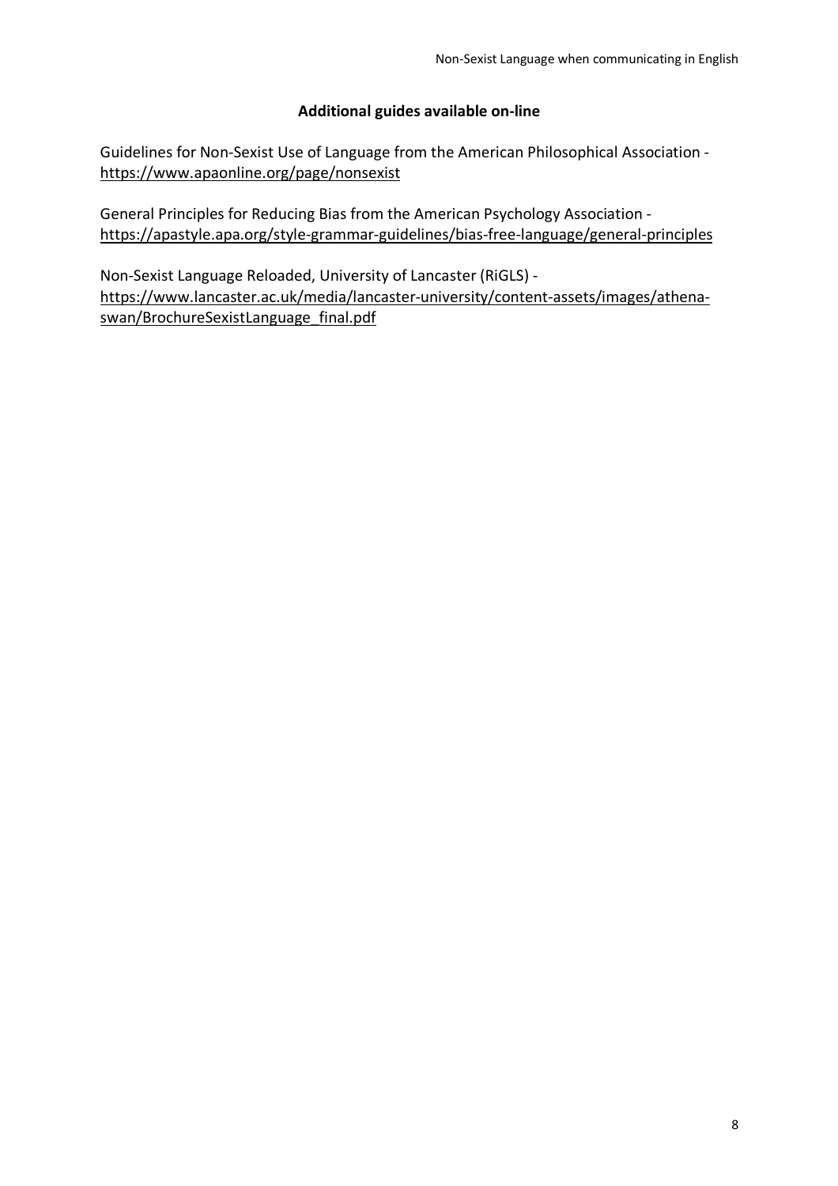## Additional guides available on-line

Guidelines for Non-Sexist Use of Language from the American Philosophical Association - https://www.apaonline.org/page/nonsexist

General Principles for Reducing Bias from the American Psychology Association - https://apastyle.apa.org/style-grammar-guidelines/bias-free-language/general-principles

Non-Sexist Language Reloaded, University of Lancaster (RiGLS) - https://www.lancaster.ac.uk/media/lancaster-university/content-assets/images/athena-swan/BrochureSexistLanguage_final.pdf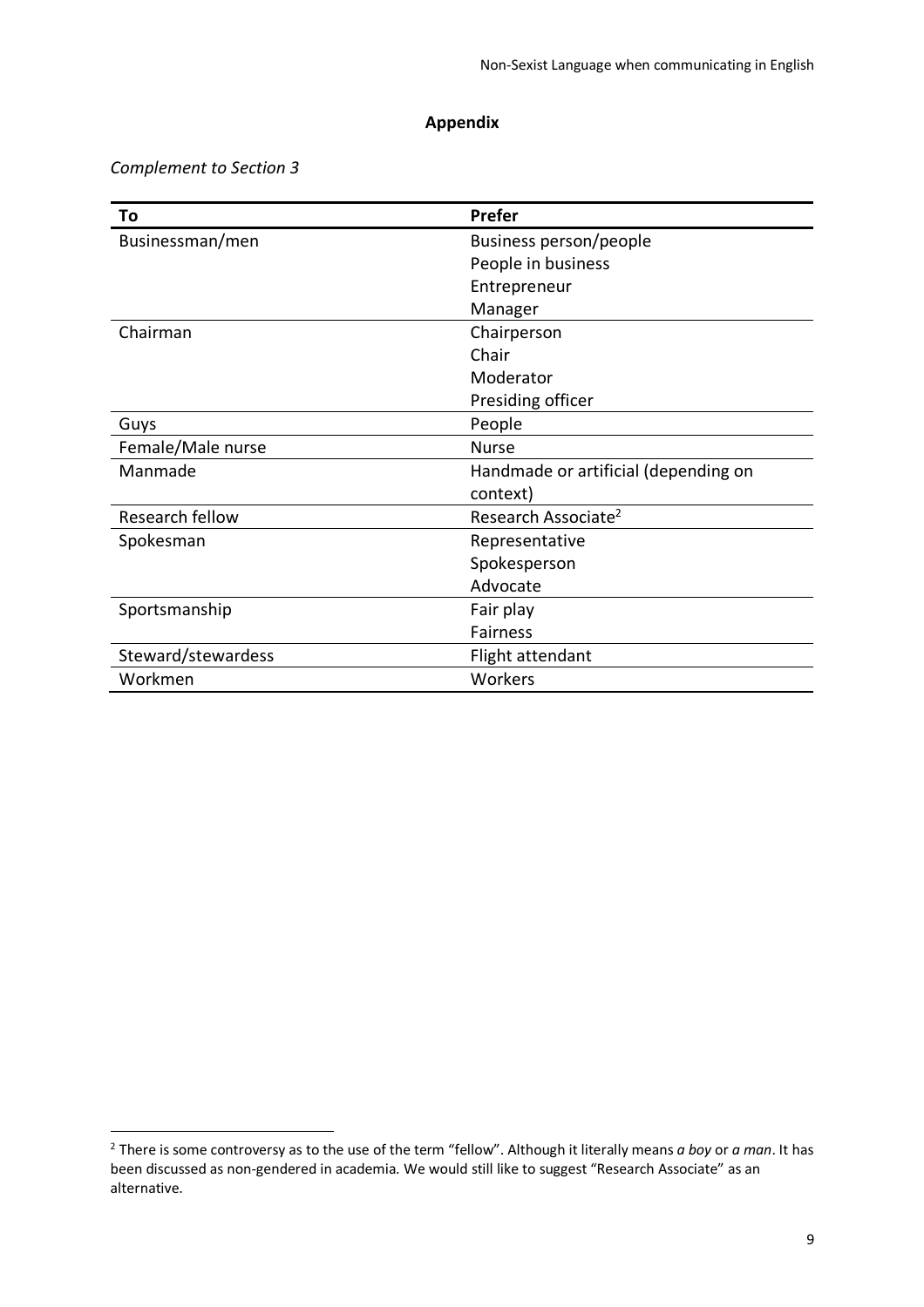## Appendix

*Complement to Section 3*

| To | Prefer |
|---|---|
| Businessman/men | Business person/people<br>People in business<br>Entrepreneur<br>Manager |
| Chairman | Chairperson<br>Chair<br>Moderator<br>Presiding officer |
| Guys | People |
| Female/Male nurse | Nurse |
| Manmade | Handmade or artificial (depending on context) |
| Research fellow | Research Associate[2] |
| Spokesman | Representative<br>Spokesperson<br>Advocate |
| Sportsmanship | Fair play<br>Fairness |
| Steward/stewardess | Flight attendant |
| Workmen | Workers |

[2] There is some controversy as to the use of the term "fellow". Although it literally means *a boy* or *a man*. It has been discussed as non-gendered in academia. We would still like to suggest "Research Associate" as an alternative.